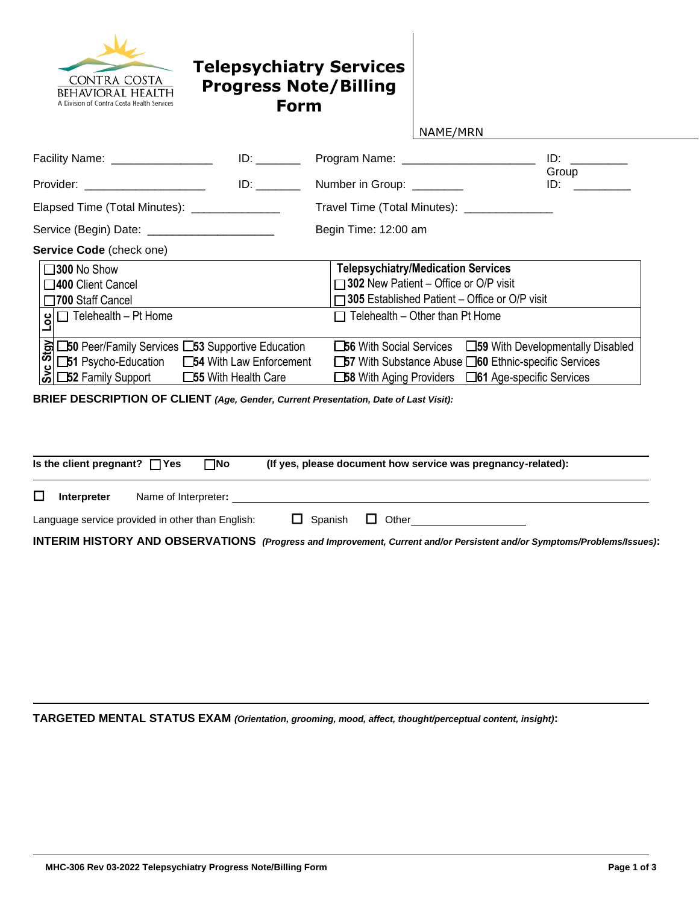CONTRA COSTA
BEHAVIORAL HEALTH
A Division of Contra Costa Health Services

# Telepsychiatry Services Progress Note/Billing Form

NAME/MRN

Facility Name: ________________ ID: _______ Program Name: _____________________ ID: _________

Provider: ___________________ ID: _______ Number in Group: ________ Group ID: _________

Elapsed Time (Total Minutes): ______________ Travel Time (Total Minutes): ______________

Service (Begin) Date: ____________________ Begin Time: 12:00 am

**Service Code** (check one)

| | | |
|---|---|---|
| | ☐**300** No Show<br>☐**400** Client Cancel<br>☐**700** Staff Cancel | **Telepsychiatry/Medication Services**<br>☐**302** New Patient – Office or O/P visit<br>☐**305** Established Patient – Office or O/P visit |
| **Loc** | ☐ Telehealth – Pt Home | ☐ Telehealth – Other than Pt Home |
| **Svc Stgy** | ☐**50** Peer/Family Services ☐**53** Supportive Education<br>☐**51** Psycho-Education ☐**54** With Law Enforcement<br>☐**52** Family Support ☐**55** With Health Care | ☐**56** With Social Services ☐**59** With Developmentally Disabled<br>☐**57** With Substance Abuse ☐**60** Ethnic-specific Services<br>☐**58** With Aging Providers ☐**61** Age-specific Services |

**BRIEF DESCRIPTION OF CLIENT** ***(Age, Gender, Current Presentation, Date of Last Visit):***

**Is the client pregnant?** ☐**Yes** ☐**No** **(If yes, please document how service was pregnancy-related):**

☐ **Interpreter** Name of Interpreter: ________________________________

Language service provided in other than English: ☐ Spanish ☐ Other____________________

**INTERIM HISTORY AND OBSERVATIONS** ***(Progress and Improvement, Current and/or Persistent and/or Symptoms/Problems/Issues)*****:**

**TARGETED MENTAL STATUS EXAM** ***(Orientation, grooming, mood, affect, thought/perceptual content, insight)*****:**

**MHC-306 Rev 03-2022 Telepsychiatry Progress Note/Billing Form**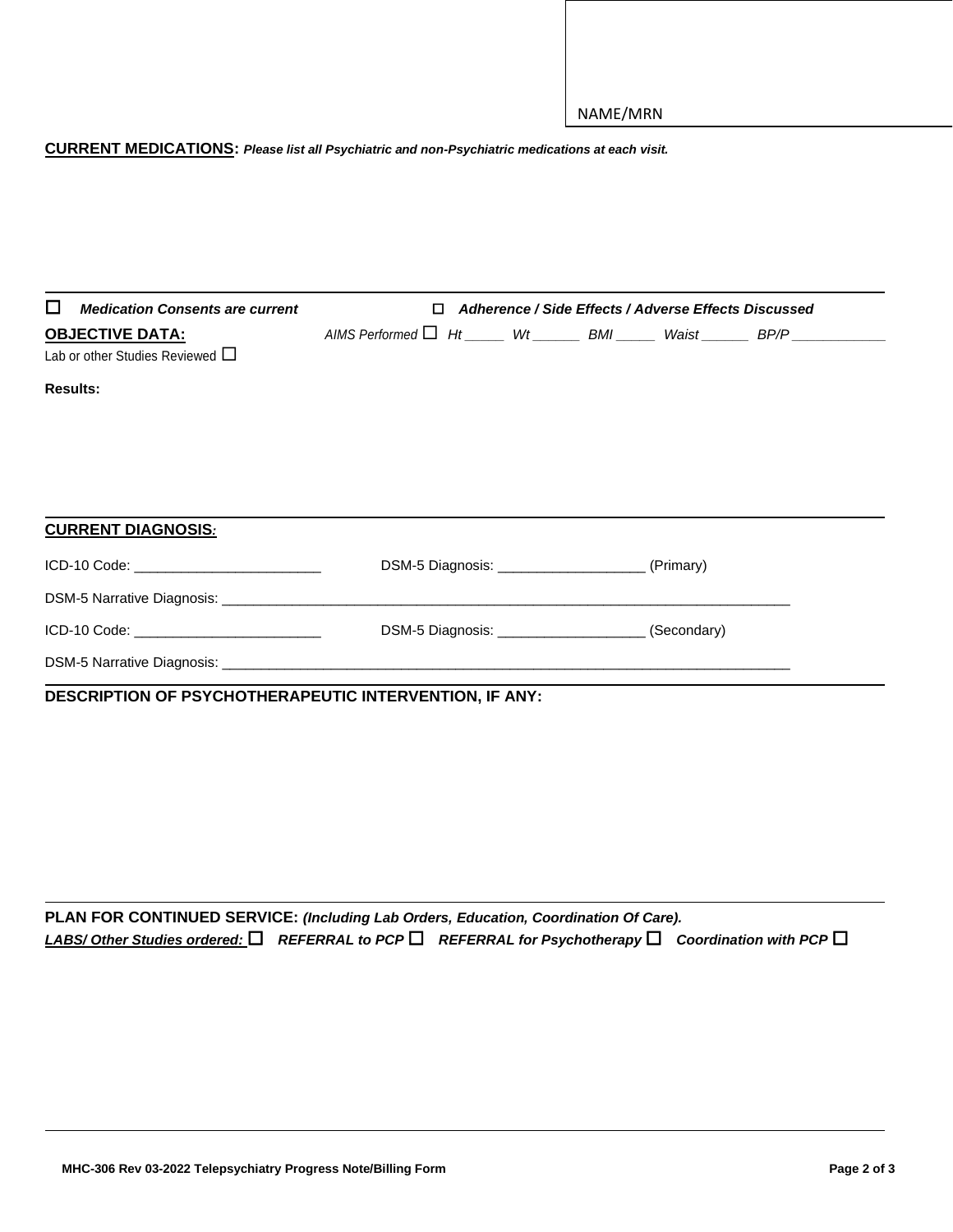NAME/MRN

**CURRENT MEDICATIONS**: ***Please list all Psychiatric and non-Psychiatric medications at each visit.***

☐ ***Medication Consents are current*** ☐ ***Adherence / Side Effects / Adverse Effects Discussed***

**OBJECTIVE DATA:** *AIMS Performed* ☐ *Ht _____ Wt ______ BMI _____ Waist ______ BP/P ____________*

Lab or other Studies Reviewed ☐

**Results:**

**CURRENT DIAGNOSIS***:*

ICD-10 Code: ________________________ DSM-5 Diagnosis: ___________________ (Primary)

DSM-5 Narrative Diagnosis: ___________________________________________________________________________

ICD-10 Code: ________________________ DSM-5 Diagnosis: ___________________ (Secondary)

DSM-5 Narrative Diagnosis: ___________________________________________________________________________

**DESCRIPTION OF PSYCHOTHERAPEUTIC INTERVENTION, IF ANY:**

**PLAN FOR CONTINUED SERVICE:** ***(Including Lab Orders, Education, Coordination Of Care).***

***LABS/ Other Studies ordered:*** ☐ ***REFERRAL to PCP*** ☐ ***REFERRAL for Psychotherapy*** ☐ ***Coordination with PCP*** ☐

**MHC-306 Rev 03-2022 Telepsychiatry Progress Note/Billing Form**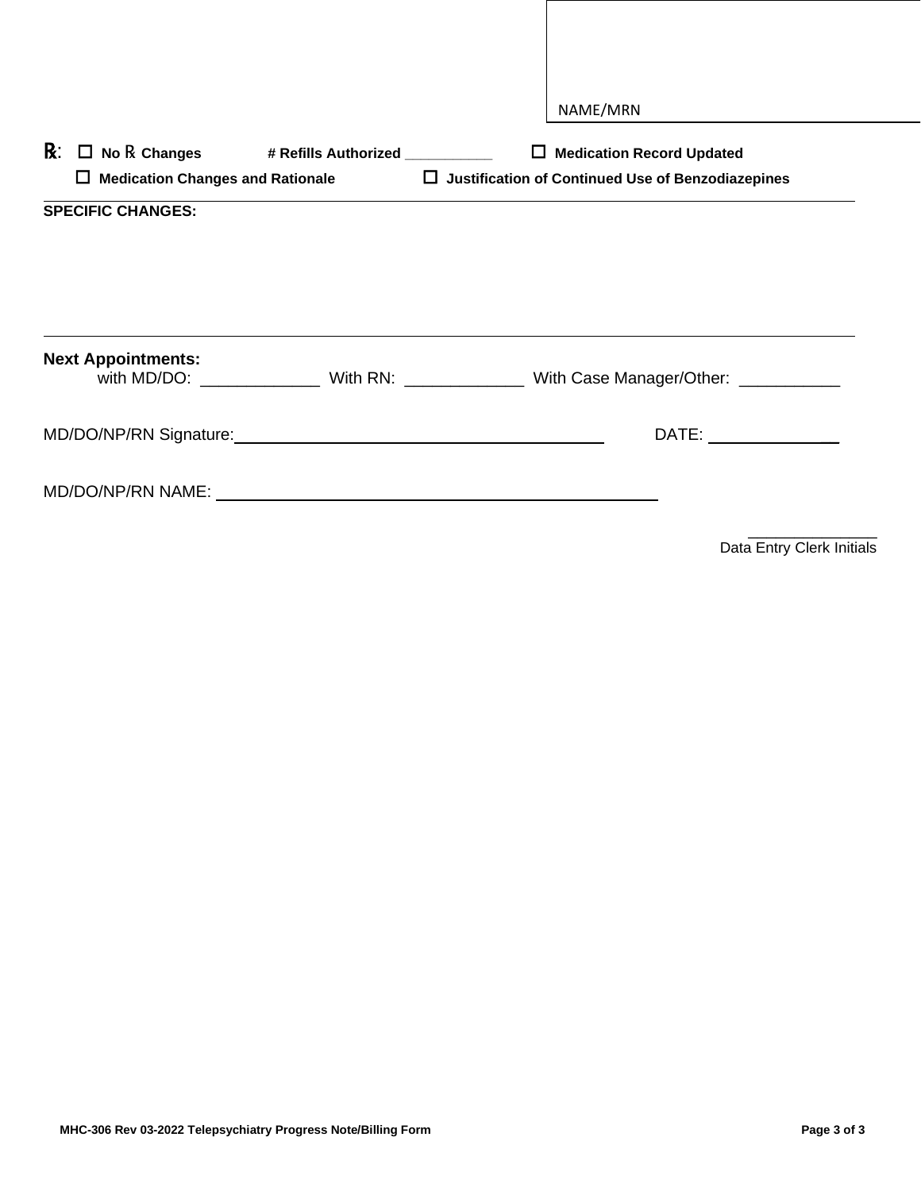NAME/MRN

**℞:** ☐ **No ℞ Changes** **# Refills Authorized** ___________ ☐ **Medication Record Updated**

☐ **Medication Changes and Rationale** ☐ **Justification of Continued Use of Benzodiazepines**

**SPECIFIC CHANGES:**

**Next Appointments:**

with MD/DO: _____________ With RN: _____________ With Case Manager/Other: ___________

MD/DO/NP/RN Signature: ____________________________________________ DATE: _______________

MD/DO/NP/RN NAME: ____________________________________________________

_______________
Data Entry Clerk Initials

MHC-306 Rev 03-2022 Telepsychiatry Progress Note/Billing Form